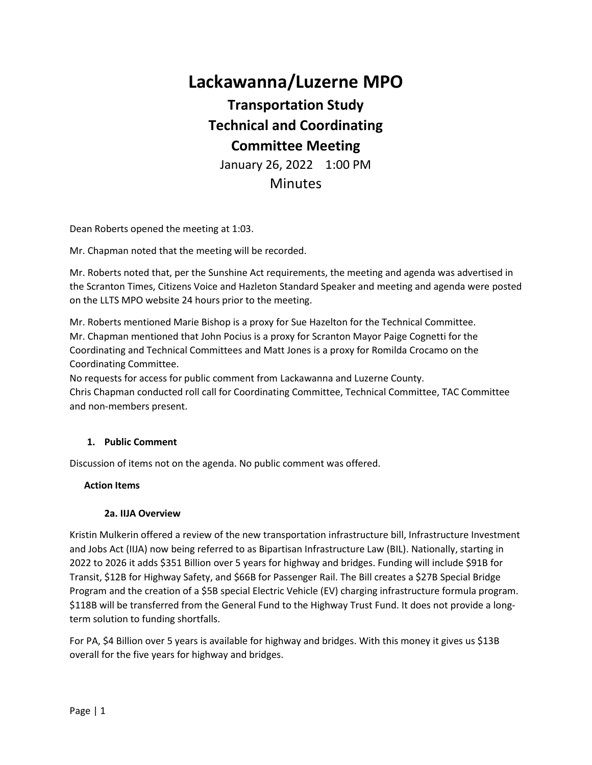# Lackawanna/Luzerne MPO

## Transportation Study
## Technical and Coordinating
## Committee Meeting

January 26, 2022 1:00 PM

Minutes

Dean Roberts opened the meeting at 1:03.

Mr. Chapman noted that the meeting will be recorded.

Mr. Roberts noted that, per the Sunshine Act requirements, the meeting and agenda was advertised in the Scranton Times, Citizens Voice and Hazleton Standard Speaker and meeting and agenda were posted on the LLTS MPO website 24 hours prior to the meeting.

Mr. Roberts mentioned Marie Bishop is a proxy for Sue Hazelton for the Technical Committee.
Mr. Chapman mentioned that John Pocius is a proxy for Scranton Mayor Paige Cognetti for the Coordinating and Technical Committees and Matt Jones is a proxy for Romilda Crocamo on the Coordinating Committee.
No requests for access for public comment from Lackawanna and Luzerne County.
Chris Chapman conducted roll call for Coordinating Committee, Technical Committee, TAC Committee and non-members present.

1. **Public Comment**

Discussion of items not on the agenda. No public comment was offered.

**Action Items**

**2a. IIJA Overview**

Kristin Mulkerin offered a review of the new transportation infrastructure bill, Infrastructure Investment and Jobs Act (IIJA) now being referred to as Bipartisan Infrastructure Law (BIL). Nationally, starting in 2022 to 2026 it adds $351 Billion over 5 years for highway and bridges. Funding will include $91B for Transit, $12B for Highway Safety, and $66B for Passenger Rail. The Bill creates a $27B Special Bridge Program and the creation of a $5B special Electric Vehicle (EV) charging infrastructure formula program. $118B will be transferred from the General Fund to the Highway Trust Fund. It does not provide a long-term solution to funding shortfalls.

For PA, $4 Billion over 5 years is available for highway and bridges. With this money it gives us $13B overall for the five years for highway and bridges.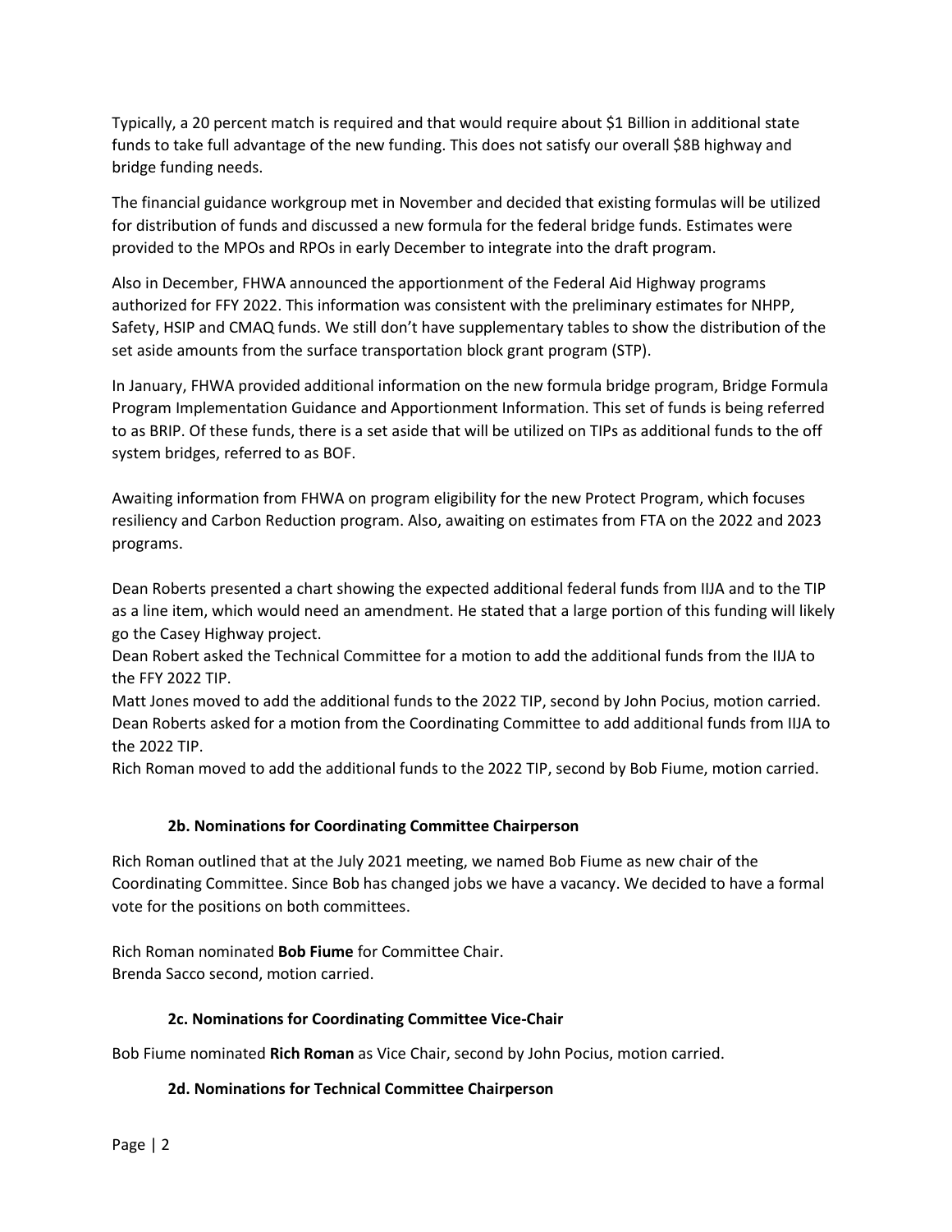Typically, a 20 percent match is required and that would require about $1 Billion in additional state funds to take full advantage of the new funding. This does not satisfy our overall $8B highway and bridge funding needs.

The financial guidance workgroup met in November and decided that existing formulas will be utilized for distribution of funds and discussed a new formula for the federal bridge funds. Estimates were provided to the MPOs and RPOs in early December to integrate into the draft program.

Also in December, FHWA announced the apportionment of the Federal Aid Highway programs authorized for FFY 2022. This information was consistent with the preliminary estimates for NHPP, Safety, HSIP and CMAQ funds. We still don't have supplementary tables to show the distribution of the set aside amounts from the surface transportation block grant program (STP).

In January, FHWA provided additional information on the new formula bridge program, Bridge Formula Program Implementation Guidance and Apportionment Information. This set of funds is being referred to as BRIP. Of these funds, there is a set aside that will be utilized on TIPs as additional funds to the off system bridges, referred to as BOF.

Awaiting information from FHWA on program eligibility for the new Protect Program, which focuses resiliency and Carbon Reduction program. Also, awaiting on estimates from FTA on the 2022 and 2023 programs.

Dean Roberts presented a chart showing the expected additional federal funds from IIJA and to the TIP as a line item, which would need an amendment. He stated that a large portion of this funding will likely go the Casey Highway project.
Dean Robert asked the Technical Committee for a motion to add the additional funds from the IIJA to the FFY 2022 TIP.
Matt Jones moved to add the additional funds to the 2022 TIP, second by John Pocius, motion carried.
Dean Roberts asked for a motion from the Coordinating Committee to add additional funds from IIJA to the 2022 TIP.
Rich Roman moved to add the additional funds to the 2022 TIP, second by Bob Fiume, motion carried.

### 2b. Nominations for Coordinating Committee Chairperson

Rich Roman outlined that at the July 2021 meeting, we named Bob Fiume as new chair of the Coordinating Committee. Since Bob has changed jobs we have a vacancy. We decided to have a formal vote for the positions on both committees.

Rich Roman nominated **Bob Fiume** for Committee Chair.
Brenda Sacco second, motion carried.

### 2c. Nominations for Coordinating Committee Vice-Chair

Bob Fiume nominated **Rich Roman** as Vice Chair, second by John Pocius, motion carried.

### 2d. Nominations for Technical Committee Chairperson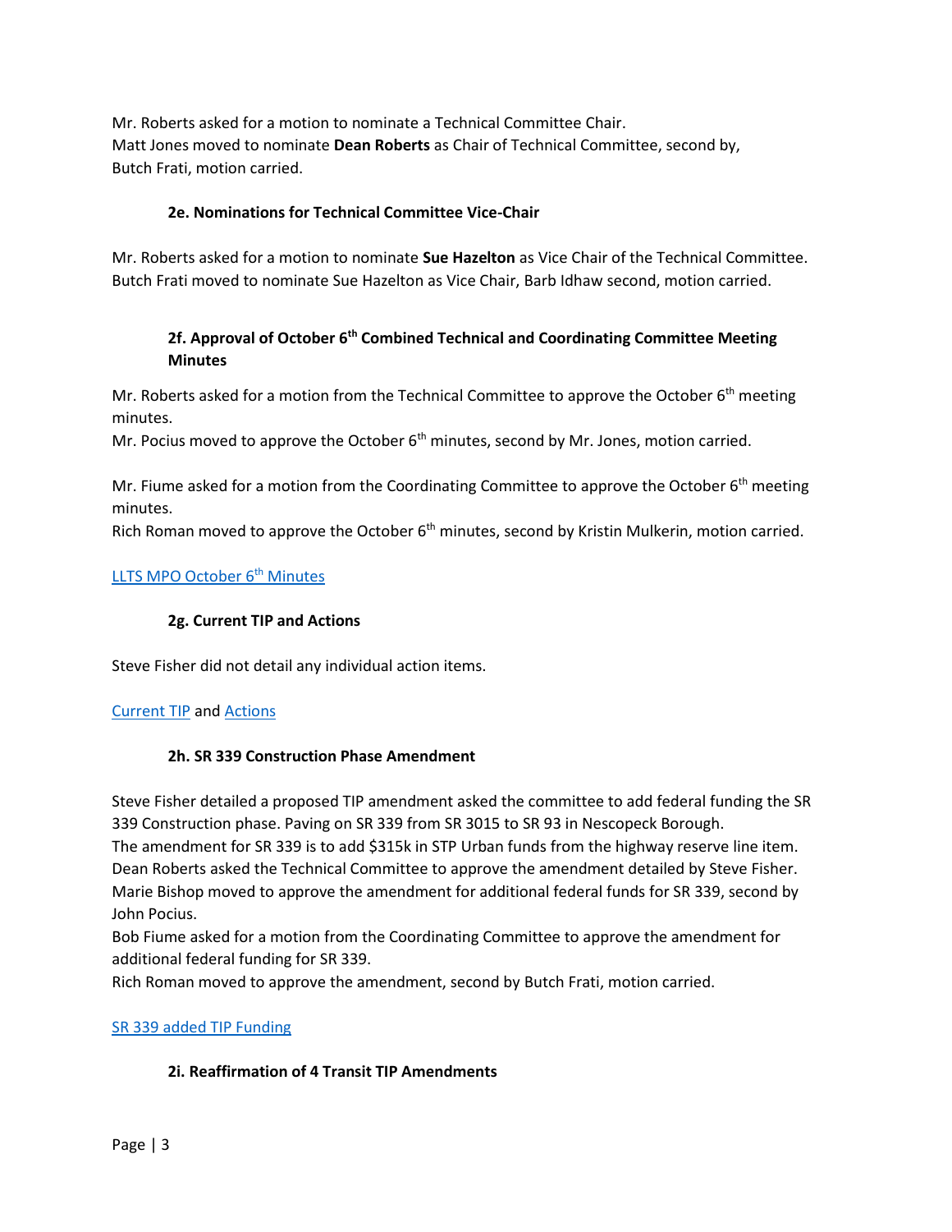Mr. Roberts asked for a motion to nominate a Technical Committee Chair.
Matt Jones moved to nominate **Dean Roberts** as Chair of Technical Committee, second by, Butch Frati, motion carried.

### 2e. Nominations for Technical Committee Vice-Chair

Mr. Roberts asked for a motion to nominate **Sue Hazelton** as Vice Chair of the Technical Committee. Butch Frati moved to nominate Sue Hazelton as Vice Chair, Barb Idhaw second, motion carried.

### 2f. Approval of October 6th Combined Technical and Coordinating Committee Meeting Minutes

Mr. Roberts asked for a motion from the Technical Committee to approve the October 6th meeting minutes.
Mr. Pocius moved to approve the October 6th minutes, second by Mr. Jones, motion carried.

Mr. Fiume asked for a motion from the Coordinating Committee to approve the October 6th meeting minutes.
Rich Roman moved to approve the October 6th minutes, second by Kristin Mulkerin, motion carried.

LLTS MPO October 6th Minutes

### 2g. Current TIP and Actions

Steve Fisher did not detail any individual action items.

Current TIP and Actions

### 2h. SR 339 Construction Phase Amendment

Steve Fisher detailed a proposed TIP amendment asked the committee to add federal funding the SR 339 Construction phase. Paving on SR 339 from SR 3015 to SR 93 in Nescopeck Borough.
The amendment for SR 339 is to add $315k in STP Urban funds from the highway reserve line item.
Dean Roberts asked the Technical Committee to approve the amendment detailed by Steve Fisher.
Marie Bishop moved to approve the amendment for additional federal funds for SR 339, second by John Pocius.
Bob Fiume asked for a motion from the Coordinating Committee to approve the amendment for additional federal funding for SR 339.
Rich Roman moved to approve the amendment, second by Butch Frati, motion carried.

SR 339 added TIP Funding

### 2i. Reaffirmation of 4 Transit TIP Amendments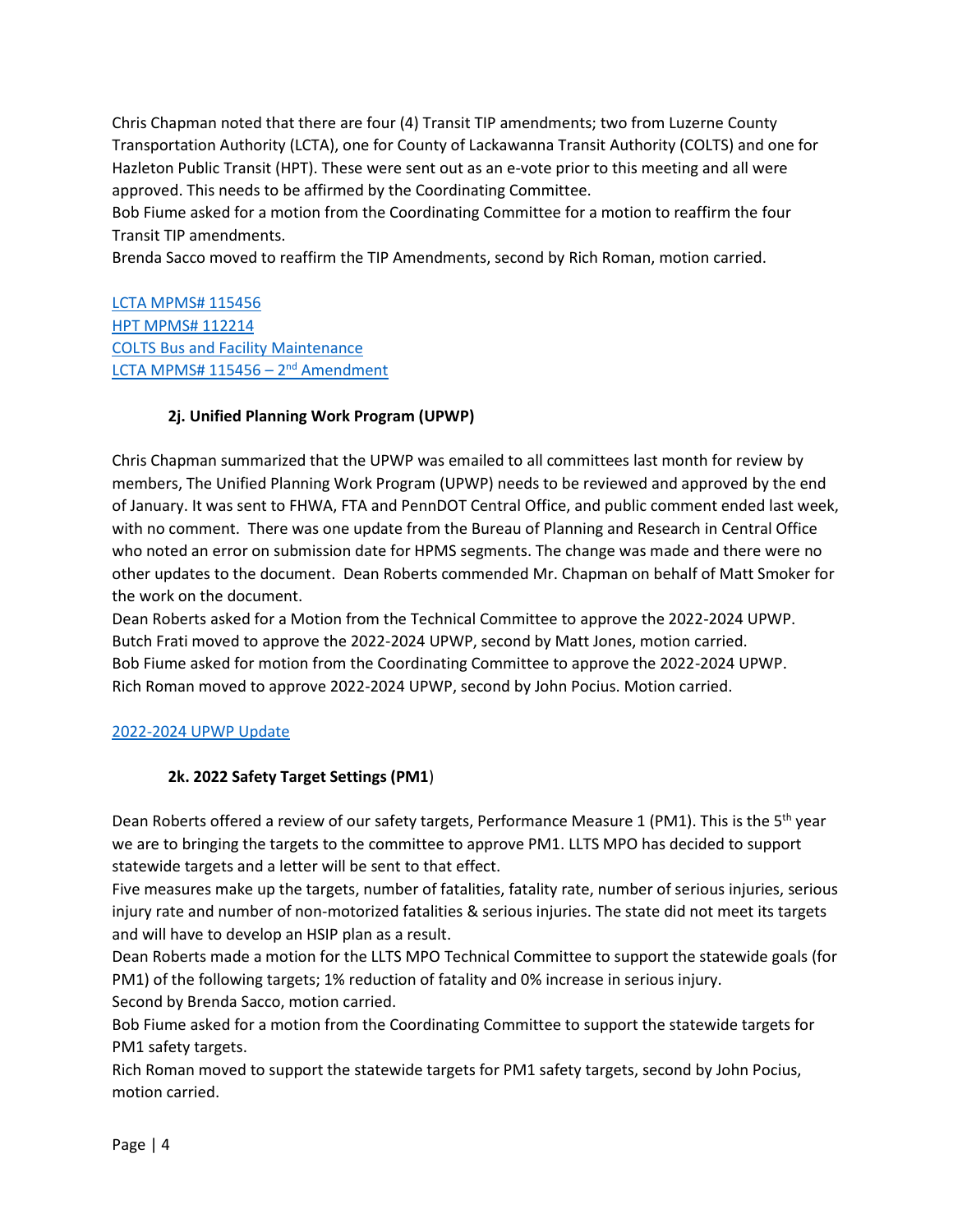Chris Chapman noted that there are four (4) Transit TIP amendments; two from Luzerne County Transportation Authority (LCTA), one for County of Lackawanna Transit Authority (COLTS) and one for Hazleton Public Transit (HPT). These were sent out as an e-vote prior to this meeting and all were approved. This needs to be affirmed by the Coordinating Committee.

Bob Fiume asked for a motion from the Coordinating Committee for a motion to reaffirm the four Transit TIP amendments.

Brenda Sacco moved to reaffirm the TIP Amendments, second by Rich Roman, motion carried.

LCTA MPMS# 115456
HPT MPMS# 112214
COLTS Bus and Facility Maintenance
LCTA MPMS# 115456 – 2nd Amendment

### 2j. Unified Planning Work Program (UPWP)

Chris Chapman summarized that the UPWP was emailed to all committees last month for review by members, The Unified Planning Work Program (UPWP) needs to be reviewed and approved by the end of January. It was sent to FHWA, FTA and PennDOT Central Office, and public comment ended last week, with no comment. There was one update from the Bureau of Planning and Research in Central Office who noted an error on submission date for HPMS segments. The change was made and there were no other updates to the document. Dean Roberts commended Mr. Chapman on behalf of Matt Smoker for the work on the document.

Dean Roberts asked for a Motion from the Technical Committee to approve the 2022-2024 UPWP.

Butch Frati moved to approve the 2022-2024 UPWP, second by Matt Jones, motion carried.

Bob Fiume asked for motion from the Coordinating Committee to approve the 2022-2024 UPWP.

Rich Roman moved to approve 2022-2024 UPWP, second by John Pocius. Motion carried.

2022-2024 UPWP Update

### 2k. 2022 Safety Target Settings (PM1)

Dean Roberts offered a review of our safety targets, Performance Measure 1 (PM1). This is the 5th year we are to bringing the targets to the committee to approve PM1. LLTS MPO has decided to support statewide targets and a letter will be sent to that effect.

Five measures make up the targets, number of fatalities, fatality rate, number of serious injuries, serious injury rate and number of non-motorized fatalities & serious injuries. The state did not meet its targets and will have to develop an HSIP plan as a result.

Dean Roberts made a motion for the LLTS MPO Technical Committee to support the statewide goals (for PM1) of the following targets; 1% reduction of fatality and 0% increase in serious injury.

Second by Brenda Sacco, motion carried.

Bob Fiume asked for a motion from the Coordinating Committee to support the statewide targets for PM1 safety targets.

Rich Roman moved to support the statewide targets for PM1 safety targets, second by John Pocius, motion carried.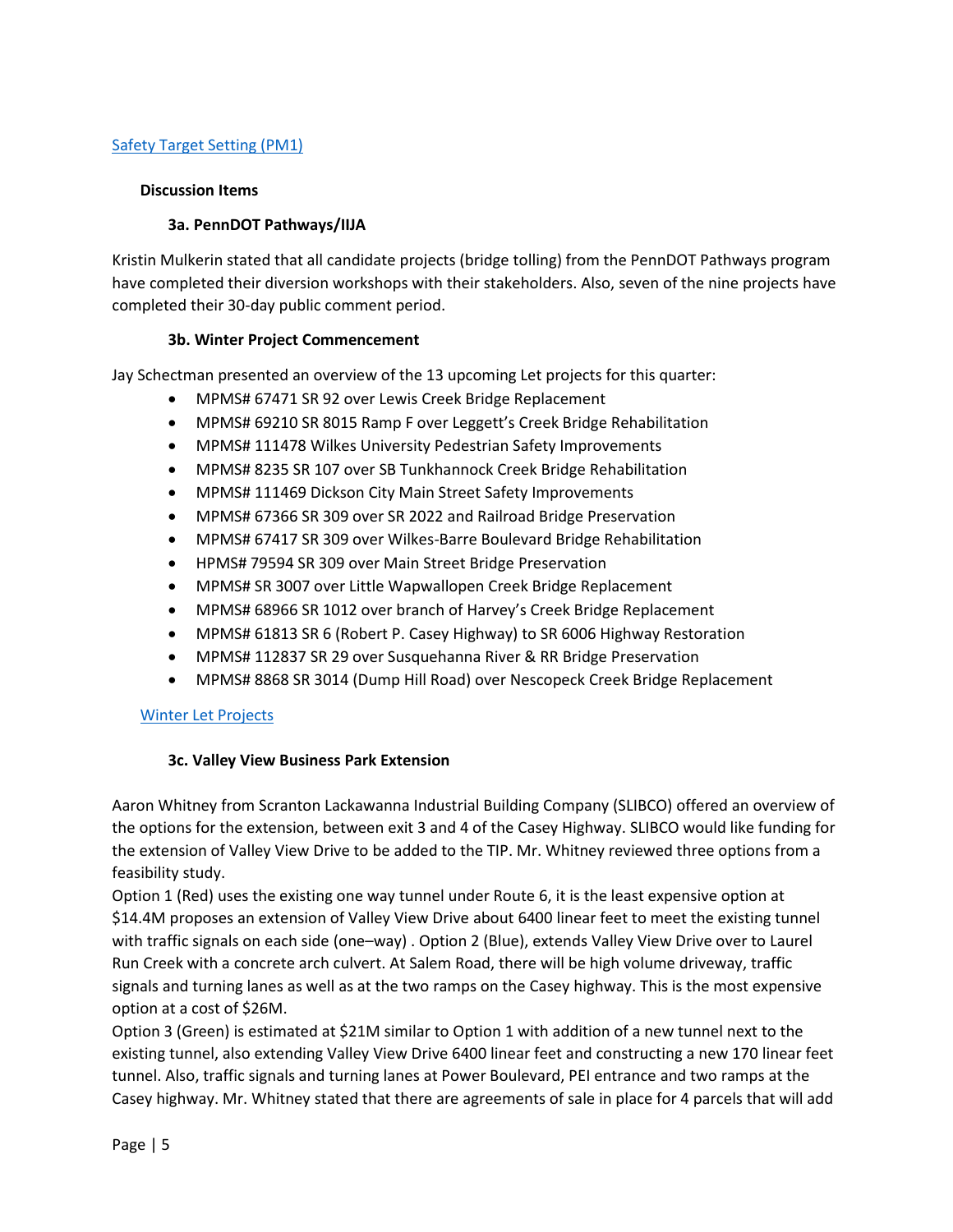[Safety Target Setting (PM1)]

**Discussion Items**

**3a. PennDOT Pathways/IIJA**

Kristin Mulkerin stated that all candidate projects (bridge tolling) from the PennDOT Pathways program have completed their diversion workshops with their stakeholders. Also, seven of the nine projects have completed their 30-day public comment period.

**3b. Winter Project Commencement**

Jay Schectman presented an overview of the 13 upcoming Let projects for this quarter:

- MPMS# 67471 SR 92 over Lewis Creek Bridge Replacement
- MPMS# 69210 SR 8015 Ramp F over Leggett's Creek Bridge Rehabilitation
- MPMS# 111478 Wilkes University Pedestrian Safety Improvements
- MPMS# 8235 SR 107 over SB Tunkhannock Creek Bridge Rehabilitation
- MPMS# 111469 Dickson City Main Street Safety Improvements
- MPMS# 67366 SR 309 over SR 2022 and Railroad Bridge Preservation
- MPMS# 67417 SR 309 over Wilkes-Barre Boulevard Bridge Rehabilitation
- HPMS# 79594 SR 309 over Main Street Bridge Preservation
- MPMS# SR 3007 over Little Wapwallopen Creek Bridge Replacement
- MPMS# 68966 SR 1012 over branch of Harvey's Creek Bridge Replacement
- MPMS# 61813 SR 6 (Robert P. Casey Highway) to SR 6006 Highway Restoration
- MPMS# 112837 SR 29 over Susquehanna River & RR Bridge Preservation
- MPMS# 8868 SR 3014 (Dump Hill Road) over Nescopeck Creek Bridge Replacement

[Winter Let Projects]

**3c. Valley View Business Park Extension**

Aaron Whitney from Scranton Lackawanna Industrial Building Company (SLIBCO) offered an overview of the options for the extension, between exit 3 and 4 of the Casey Highway. SLIBCO would like funding for the extension of Valley View Drive to be added to the TIP. Mr. Whitney reviewed three options from a feasibility study.

Option 1 (Red) uses the existing one way tunnel under Route 6, it is the least expensive option at $14.4M proposes an extension of Valley View Drive about 6400 linear feet to meet the existing tunnel with traffic signals on each side (one–way) . Option 2 (Blue), extends Valley View Drive over to Laurel Run Creek with a concrete arch culvert. At Salem Road, there will be high volume driveway, traffic signals and turning lanes as well as at the two ramps on the Casey highway. This is the most expensive option at a cost of $26M.

Option 3 (Green) is estimated at $21M similar to Option 1 with addition of a new tunnel next to the existing tunnel, also extending Valley View Drive 6400 linear feet and constructing a new 170 linear feet tunnel. Also, traffic signals and turning lanes at Power Boulevard, PEI entrance and two ramps at the Casey highway. Mr. Whitney stated that there are agreements of sale in place for 4 parcels that will add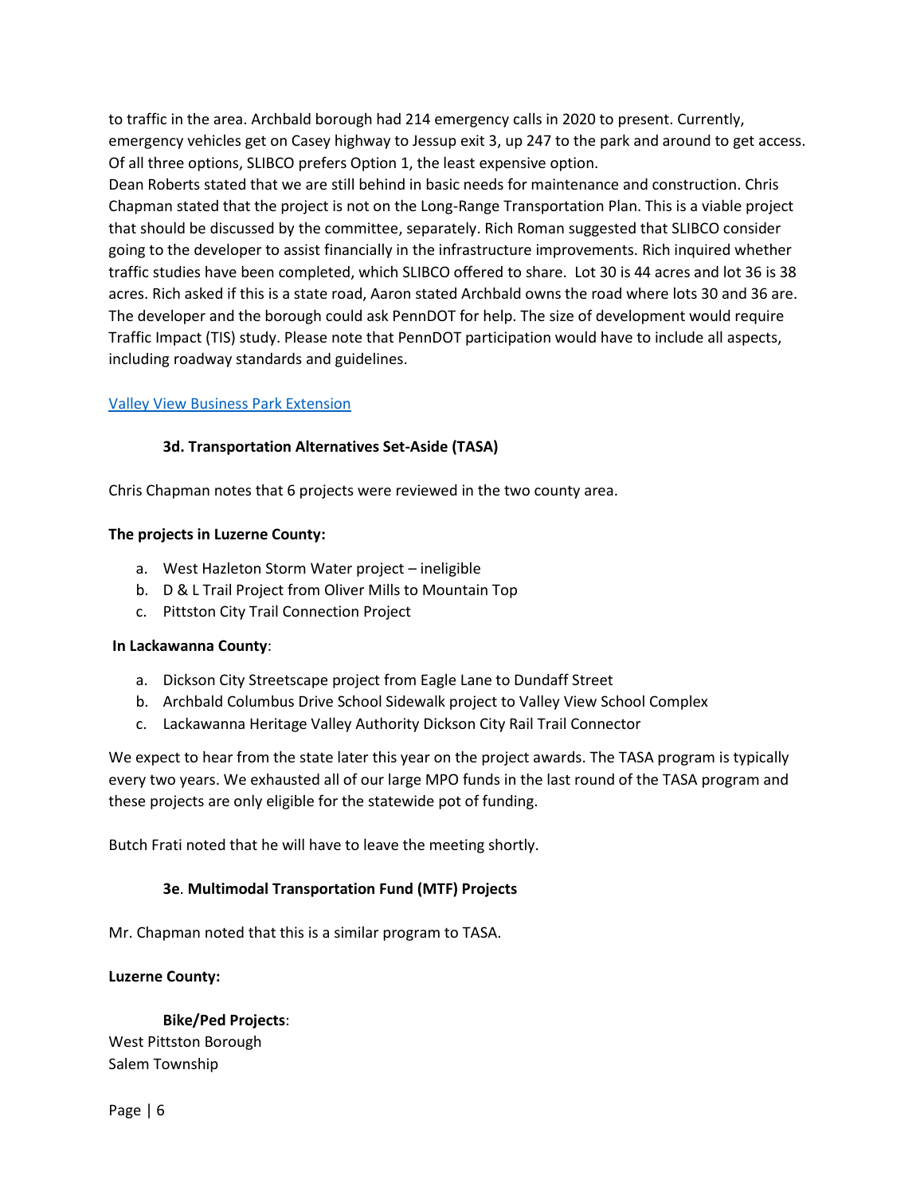to traffic in the area. Archbald borough had 214 emergency calls in 2020 to present. Currently, emergency vehicles get on Casey highway to Jessup exit 3, up 247 to the park and around to get access. Of all three options, SLIBCO prefers Option 1, the least expensive option.

Dean Roberts stated that we are still behind in basic needs for maintenance and construction. Chris Chapman stated that the project is not on the Long-Range Transportation Plan. This is a viable project that should be discussed by the committee, separately. Rich Roman suggested that SLIBCO consider going to the developer to assist financially in the infrastructure improvements. Rich inquired whether traffic studies have been completed, which SLIBCO offered to share. Lot 30 is 44 acres and lot 36 is 38 acres. Rich asked if this is a state road, Aaron stated Archbald owns the road where lots 30 and 36 are. The developer and the borough could ask PennDOT for help. The size of development would require Traffic Impact (TIS) study. Please note that PennDOT participation would have to include all aspects, including roadway standards and guidelines.

[Valley View Business Park Extension]

### 3d. Transportation Alternatives Set-Aside (TASA)

Chris Chapman notes that 6 projects were reviewed in the two county area.

**The projects in Luzerne County:**

a. West Hazleton Storm Water project – ineligible
b. D & L Trail Project from Oliver Mills to Mountain Top
c. Pittston City Trail Connection Project

**In Lackawanna County**:

a. Dickson City Streetscape project from Eagle Lane to Dundaff Street
b. Archbald Columbus Drive School Sidewalk project to Valley View School Complex
c. Lackawanna Heritage Valley Authority Dickson City Rail Trail Connector

We expect to hear from the state later this year on the project awards. The TASA program is typically every two years. We exhausted all of our large MPO funds in the last round of the TASA program and these projects are only eligible for the statewide pot of funding.

Butch Frati noted that he will have to leave the meeting shortly.

### 3e. Multimodal Transportation Fund (MTF) Projects

Mr. Chapman noted that this is a similar program to TASA.

**Luzerne County:**

**Bike/Ped Projects**:

West Pittston Borough
Salem Township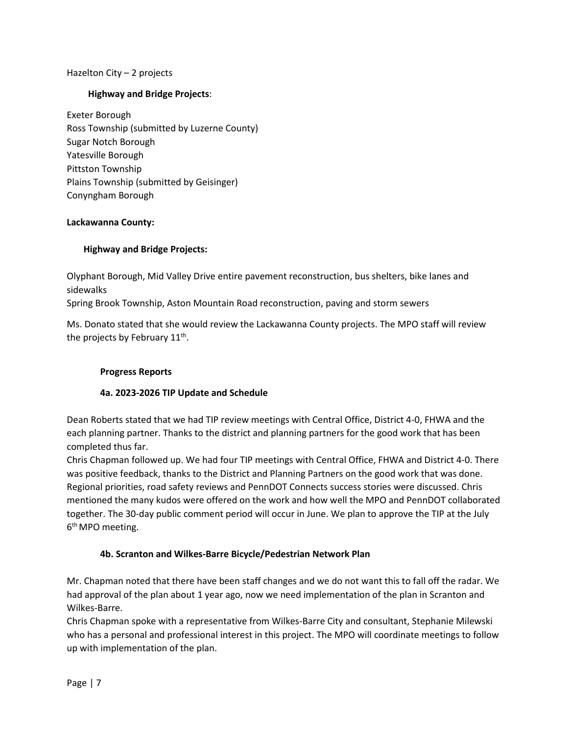Hazelton City – 2 projects

**Highway and Bridge Projects**:

Exeter Borough
Ross Township (submitted by Luzerne County)
Sugar Notch Borough
Yatesville Borough
Pittston Township
Plains Township (submitted by Geisinger)
Conyngham Borough

**Lackawanna County:**

**Highway and Bridge Projects:**

Olyphant Borough, Mid Valley Drive entire pavement reconstruction, bus shelters, bike lanes and sidewalks
Spring Brook Township, Aston Mountain Road reconstruction, paving and storm sewers

Ms. Donato stated that she would review the Lackawanna County projects. The MPO staff will review the projects by February 11th.

**Progress Reports**

**4a. 2023-2026 TIP Update and Schedule**

Dean Roberts stated that we had TIP review meetings with Central Office, District 4-0, FHWA and the each planning partner. Thanks to the district and planning partners for the good work that has been completed thus far.
Chris Chapman followed up. We had four TIP meetings with Central Office, FHWA and District 4-0. There was positive feedback, thanks to the District and Planning Partners on the good work that was done. Regional priorities, road safety reviews and PennDOT Connects success stories were discussed. Chris mentioned the many kudos were offered on the work and how well the MPO and PennDOT collaborated together. The 30-day public comment period will occur in June. We plan to approve the TIP at the July 6th MPO meeting.

**4b. Scranton and Wilkes-Barre Bicycle/Pedestrian Network Plan**

Mr. Chapman noted that there have been staff changes and we do not want this to fall off the radar. We had approval of the plan about 1 year ago, now we need implementation of the plan in Scranton and Wilkes-Barre.
Chris Chapman spoke with a representative from Wilkes-Barre City and consultant, Stephanie Milewski who has a personal and professional interest in this project. The MPO will coordinate meetings to follow up with implementation of the plan.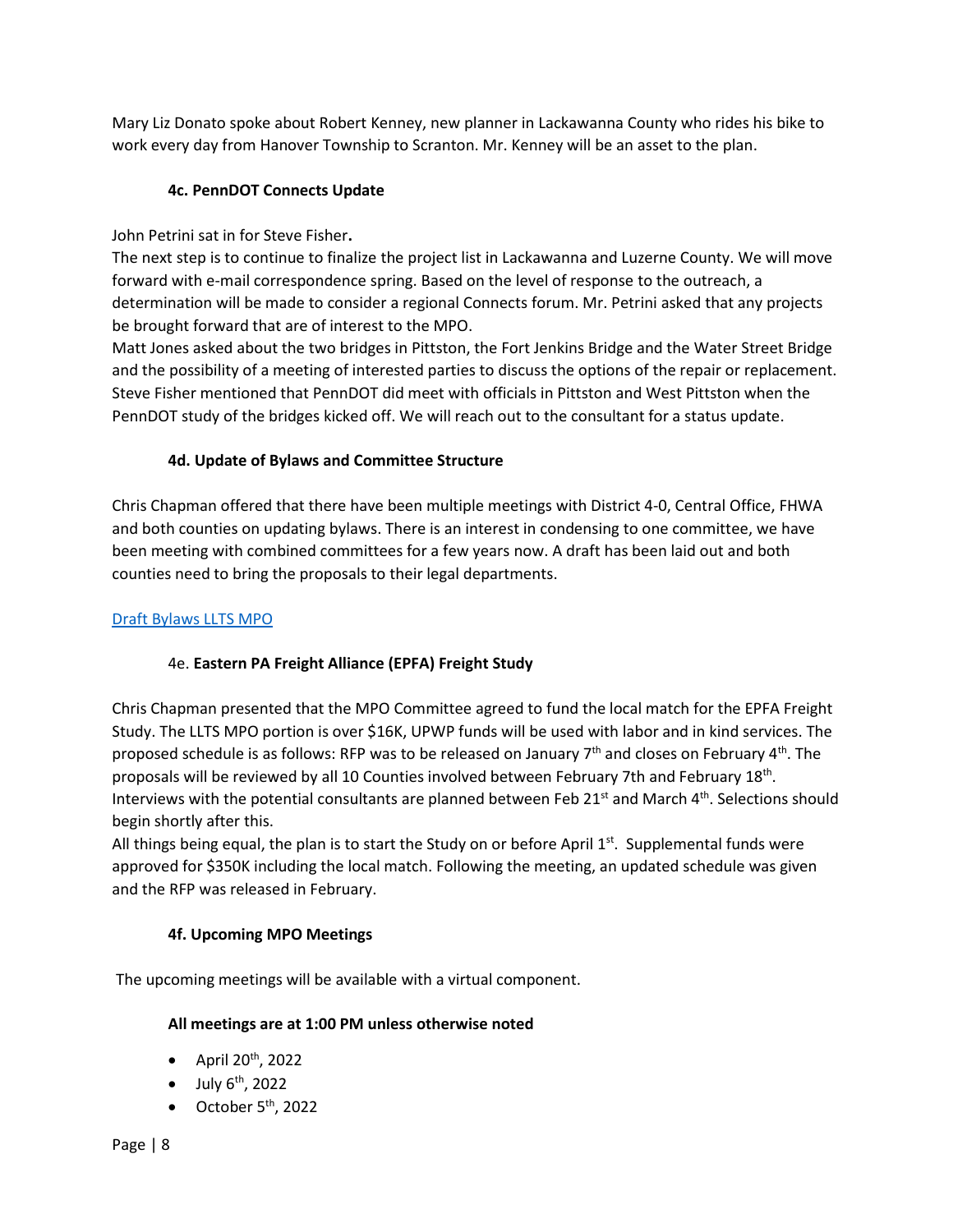Mary Liz Donato spoke about Robert Kenney, new planner in Lackawanna County who rides his bike to work every day from Hanover Township to Scranton. Mr. Kenney will be an asset to the plan.

### 4c. PennDOT Connects Update

John Petrini sat in for Steve Fisher**.**
The next step is to continue to finalize the project list in Lackawanna and Luzerne County. We will move forward with e-mail correspondence spring. Based on the level of response to the outreach, a determination will be made to consider a regional Connects forum. Mr. Petrini asked that any projects be brought forward that are of interest to the MPO.
Matt Jones asked about the two bridges in Pittston, the Fort Jenkins Bridge and the Water Street Bridge and the possibility of a meeting of interested parties to discuss the options of the repair or replacement. Steve Fisher mentioned that PennDOT did meet with officials in Pittston and West Pittston when the PennDOT study of the bridges kicked off. We will reach out to the consultant for a status update.

### 4d. Update of Bylaws and Committee Structure

Chris Chapman offered that there have been multiple meetings with District 4-0, Central Office, FHWA and both counties on updating bylaws. There is an interest in condensing to one committee, we have been meeting with combined committees for a few years now. A draft has been laid out and both counties need to bring the proposals to their legal departments.

Draft Bylaws LLTS MPO

### 4e. **Eastern PA Freight Alliance (EPFA) Freight Study**

Chris Chapman presented that the MPO Committee agreed to fund the local match for the EPFA Freight Study. The LLTS MPO portion is over $16K, UPWP funds will be used with labor and in kind services. The proposed schedule is as follows: RFP was to be released on January 7th and closes on February 4th. The proposals will be reviewed by all 10 Counties involved between February 7th and February 18th. Interviews with the potential consultants are planned between Feb 21st and March 4th. Selections should begin shortly after this.
All things being equal, the plan is to start the Study on or before April 1st. Supplemental funds were approved for $350K including the local match. Following the meeting, an updated schedule was given and the RFP was released in February.

### 4f. Upcoming MPO Meetings

The upcoming meetings will be available with a virtual component.

**All meetings are at 1:00 PM unless otherwise noted**

- April 20th, 2022
- July 6th, 2022
- October 5th, 2022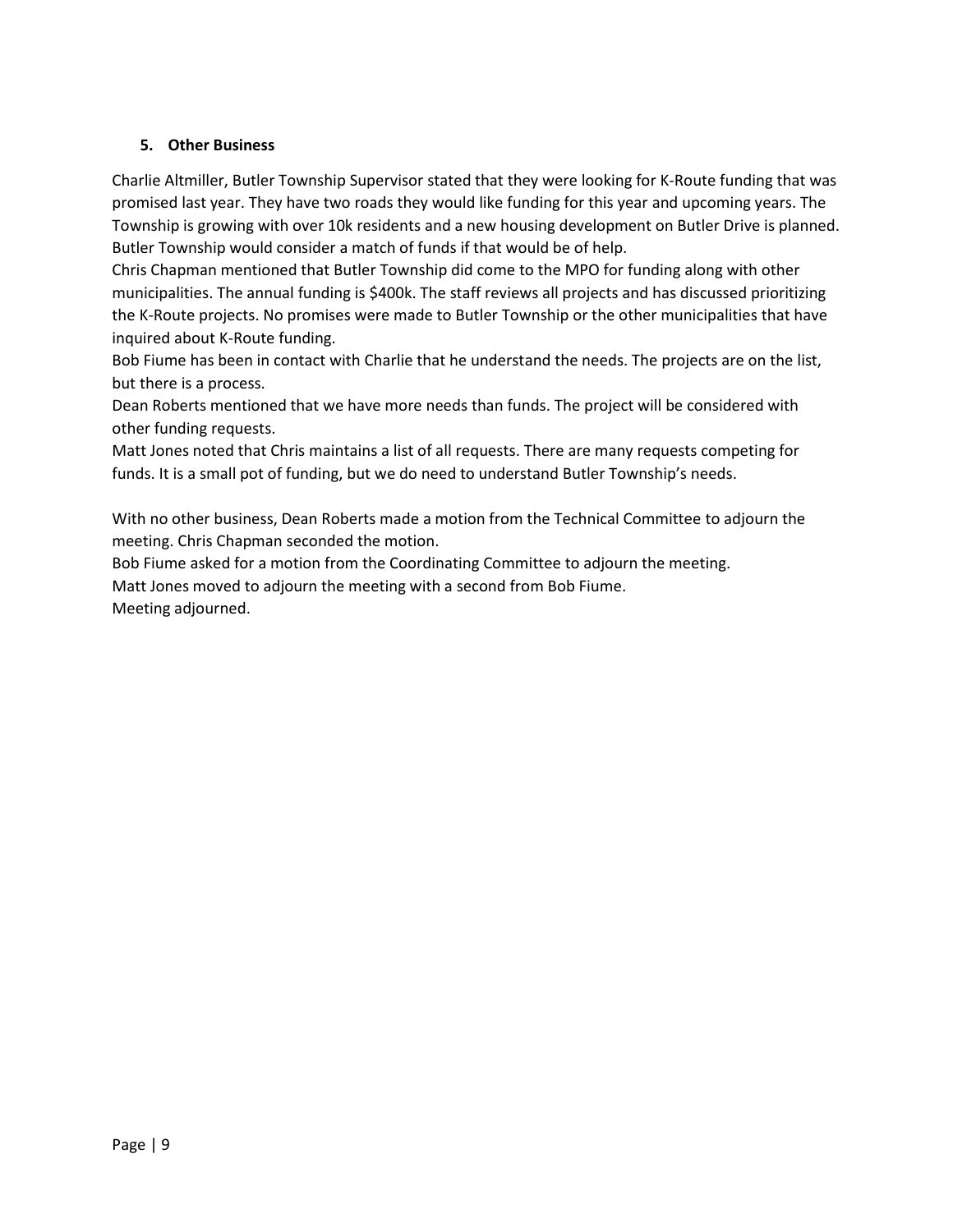### 5. Other Business

Charlie Altmiller, Butler Township Supervisor stated that they were looking for K-Route funding that was promised last year. They have two roads they would like funding for this year and upcoming years. The Township is growing with over 10k residents and a new housing development on Butler Drive is planned. Butler Township would consider a match of funds if that would be of help.

Chris Chapman mentioned that Butler Township did come to the MPO for funding along with other municipalities. The annual funding is $400k. The staff reviews all projects and has discussed prioritizing the K-Route projects. No promises were made to Butler Township or the other municipalities that have inquired about K-Route funding.

Bob Fiume has been in contact with Charlie that he understand the needs. The projects are on the list, but there is a process.

Dean Roberts mentioned that we have more needs than funds. The project will be considered with other funding requests.

Matt Jones noted that Chris maintains a list of all requests. There are many requests competing for funds. It is a small pot of funding, but we do need to understand Butler Township's needs.

With no other business, Dean Roberts made a motion from the Technical Committee to adjourn the meeting. Chris Chapman seconded the motion.

Bob Fiume asked for a motion from the Coordinating Committee to adjourn the meeting.

Matt Jones moved to adjourn the meeting with a second from Bob Fiume.

Meeting adjourned.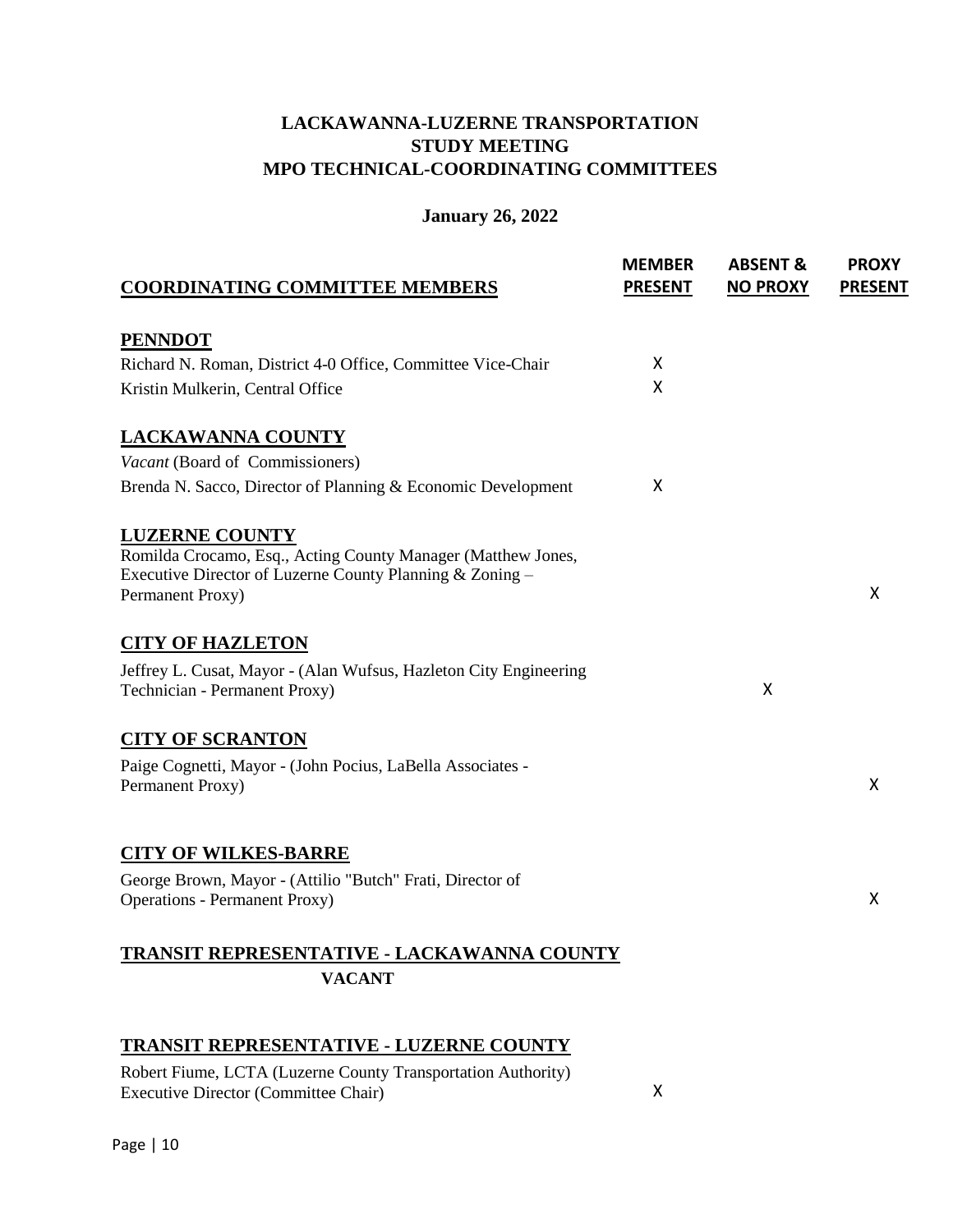**LACKAWANNA-LUZERNE TRANSPORTATION STUDY MEETING**
**MPO TECHNICAL-COORDINATING COMMITTEES**

**January 26, 2022**

| COORDINATING COMMITTEE MEMBERS | MEMBER PRESENT | ABSENT & NO PROXY | PROXY PRESENT |
|---|---|---|---|
| **PENNDOT** | | | |
| Richard N. Roman, District 4-0 Office, Committee Vice-Chair | X | | |
| Kristin Mulkerin, Central Office | X | | |
| **LACKAWANNA COUNTY** | | | |
| *Vacant* (Board of Commissioners) | | | |
| Brenda N. Sacco, Director of Planning & Economic Development | X | | |
| **LUZERNE COUNTY** | | | |
| Romilda Crocamo, Esq., Acting County Manager (Matthew Jones, Executive Director of Luzerne County Planning & Zoning – Permanent Proxy) | | | X |
| **CITY OF HAZLETON** | | | |
| Jeffrey L. Cusat, Mayor - (Alan Wufsus, Hazleton City Engineering Technician - Permanent Proxy) | | X | |
| **CITY OF SCRANTON** | | | |
| Paige Cognetti, Mayor - (John Pocius, LaBella Associates - Permanent Proxy) | | | X |
| **CITY OF WILKES-BARRE** | | | |
| George Brown, Mayor - (Attilio "Butch" Frati, Director of Operations - Permanent Proxy) | | | X |
| **TRANSIT REPRESENTATIVE - LACKAWANNA COUNTY** | | | |
| **VACANT** | | | |
| **TRANSIT REPRESENTATIVE - LUZERNE COUNTY** | | | |
| Robert Fiume, LCTA (Luzerne County Transportation Authority) Executive Director (Committee Chair) | X | | |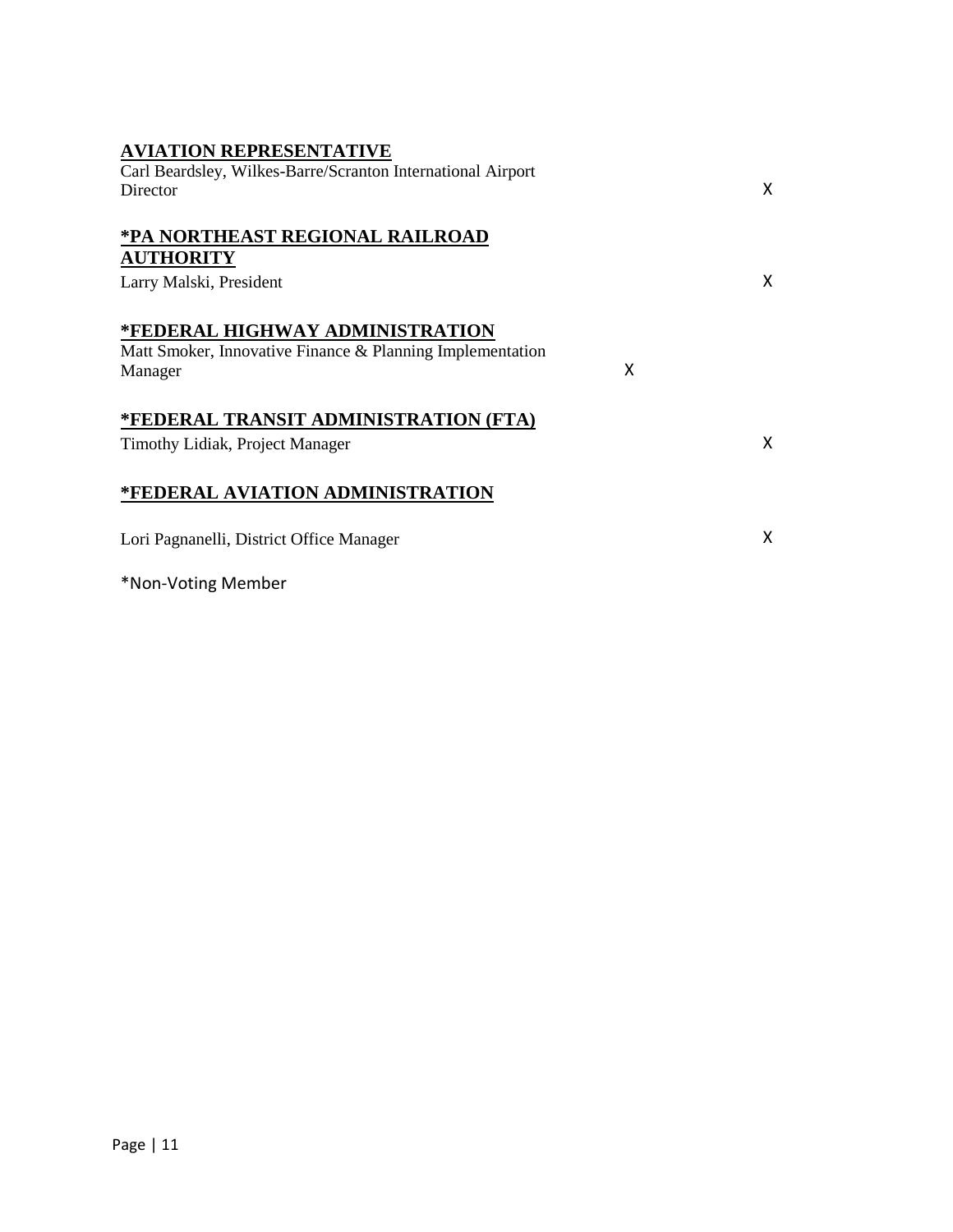| | | |
|---|---|---|
| **AVIATION REPRESENTATIVE** | | |
| Carl Beardsley, Wilkes-Barre/Scranton International Airport Director | | X |
| ***PA NORTHEAST REGIONAL RAILROAD AUTHORITY** | | |
| Larry Malski, President | | X |
| ***FEDERAL HIGHWAY ADMINISTRATION** | | |
| Matt Smoker, Innovative Finance & Planning Implementation Manager | X | |
| ***FEDERAL TRANSIT ADMINISTRATION (FTA)** | | |
| Timothy Lidiak, Project Manager | | X |
| ***FEDERAL AVIATION ADMINISTRATION** | | |
| Lori Pagnanelli, District Office Manager | | X |

*Non-Voting Member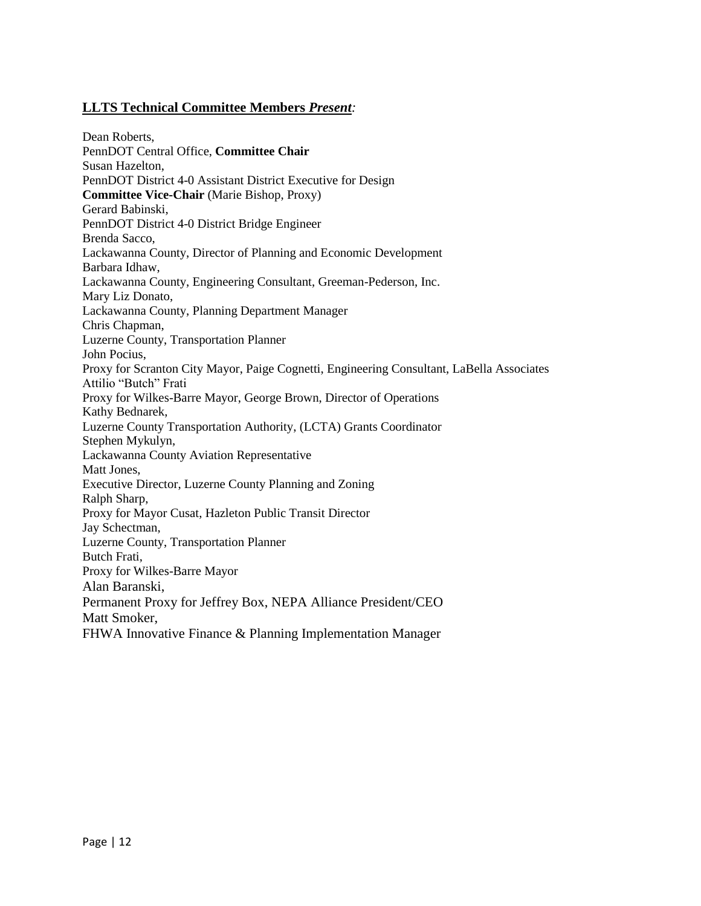## **LLTS Technical Committee Members *Present*:**

Dean Roberts,
PennDOT Central Office, **Committee Chair**
Susan Hazelton,
PennDOT District 4-0 Assistant District Executive for Design
**Committee Vice-Chair** (Marie Bishop, Proxy)
Gerard Babinski,
PennDOT District 4-0 District Bridge Engineer
Brenda Sacco,
Lackawanna County, Director of Planning and Economic Development
Barbara Idhaw,
Lackawanna County, Engineering Consultant, Greeman-Pederson, Inc.
Mary Liz Donato,
Lackawanna County, Planning Department Manager
Chris Chapman,
Luzerne County, Transportation Planner
John Pocius,
Proxy for Scranton City Mayor, Paige Cognetti, Engineering Consultant, LaBella Associates
Attilio "Butch" Frati
Proxy for Wilkes-Barre Mayor, George Brown, Director of Operations
Kathy Bednarek,
Luzerne County Transportation Authority, (LCTA) Grants Coordinator
Stephen Mykulyn,
Lackawanna County Aviation Representative
Matt Jones,
Executive Director, Luzerne County Planning and Zoning
Ralph Sharp,
Proxy for Mayor Cusat, Hazleton Public Transit Director
Jay Schectman,
Luzerne County, Transportation Planner
Butch Frati,
Proxy for Wilkes-Barre Mayor
Alan Baranski,
Permanent Proxy for Jeffrey Box, NEPA Alliance President/CEO
Matt Smoker,
FHWA Innovative Finance & Planning Implementation Manager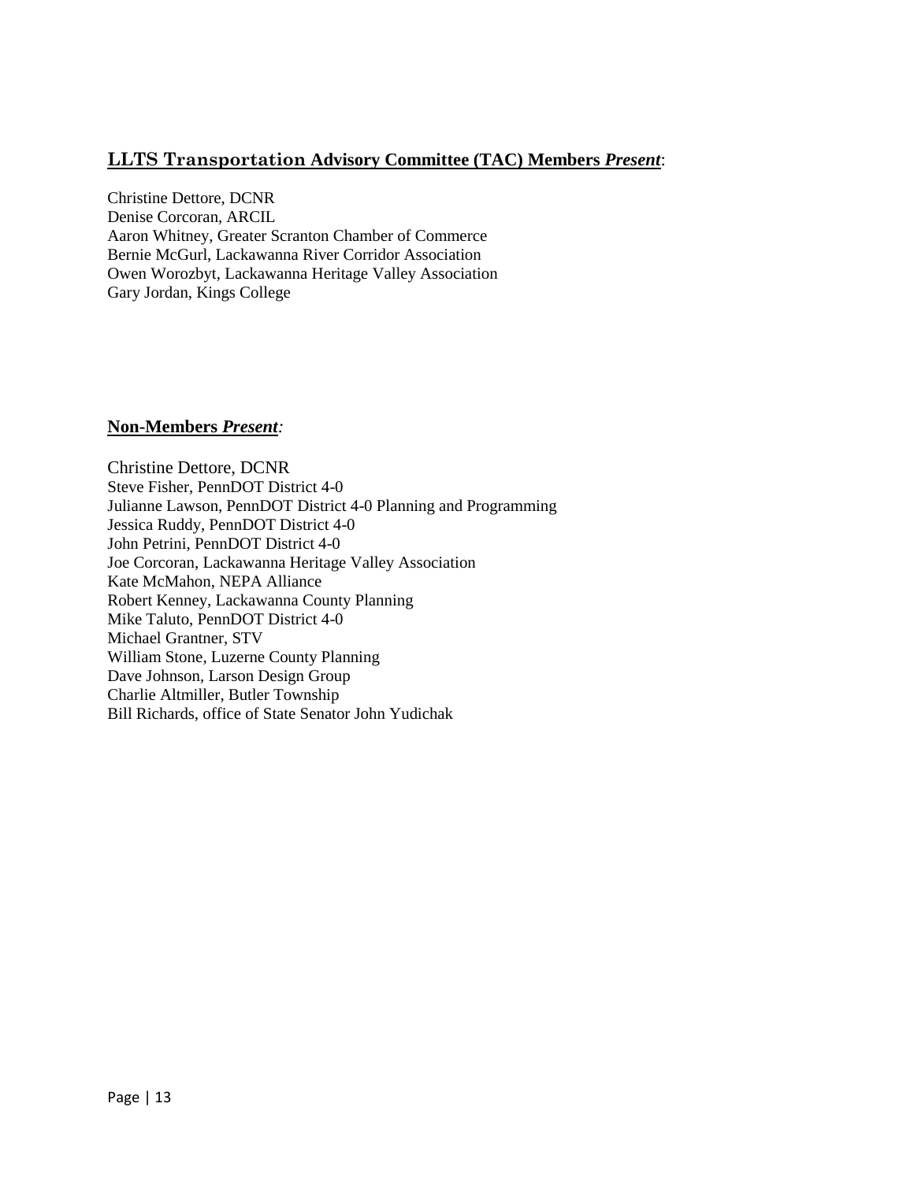**LLTS Transportation Advisory Committee (TAC) Members *Present*:**

Christine Dettore, DCNR
Denise Corcoran, ARCIL
Aaron Whitney, Greater Scranton Chamber of Commerce
Bernie McGurl, Lackawanna River Corridor Association
Owen Worozbyt, Lackawanna Heritage Valley Association
Gary Jordan, Kings College

**Non-Members *Present*:**

Christine Dettore, DCNR
Steve Fisher, PennDOT District 4-0
Julianne Lawson, PennDOT District 4-0 Planning and Programming
Jessica Ruddy, PennDOT District 4-0
John Petrini, PennDOT District 4-0
Joe Corcoran, Lackawanna Heritage Valley Association
Kate McMahon, NEPA Alliance
Robert Kenney, Lackawanna County Planning
Mike Taluto, PennDOT District 4-0
Michael Grantner, STV
William Stone, Luzerne County Planning
Dave Johnson, Larson Design Group
Charlie Altmiller, Butler Township
Bill Richards, office of State Senator John Yudichak